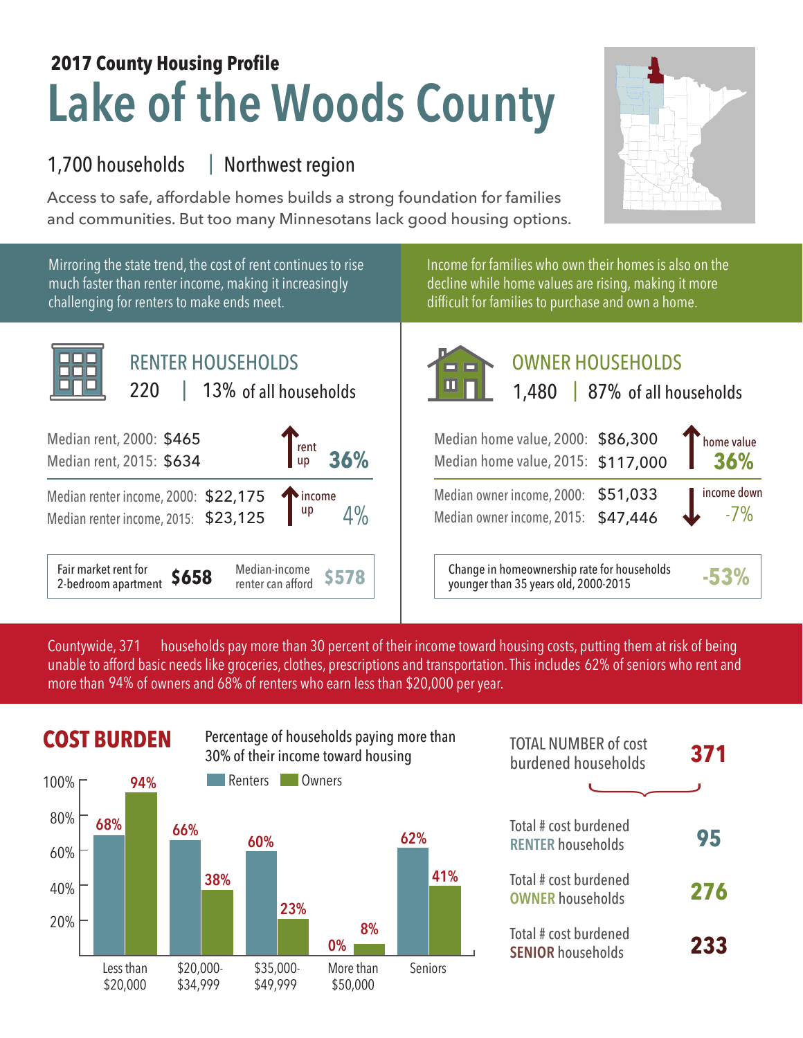**2017 County Housing Profile**

# Lake of the Woods County

1,700 households | Northwest region

Access to safe, affordable homes builds a strong foundation for families and communities. But too many Minnesotans lack good housing options.

Mirroring the state trend, the cost of rent continues to rise much faster than renter income, making it increasingly challenging for renters to make ends meet.

## RENTER HOUSEHOLDS

220 | 13% of all households

Median rent, 2000: $465
Median rent, 2015: $634
rent up 36%

Median renter income, 2000: $22,175
Median renter income, 2015: $23,125
income up 4%

Fair market rent for 2-bedroom apartment **$658** | Median-income renter can afford **$578**

Income for families who own their homes is also on the decline while home values are rising, making it more difficult for families to purchase and own a home.

## OWNER HOUSEHOLDS

1,480 | 87% of all households

Median home value, 2000: $86,300
Median home value, 2015: $117,000
home value 36%

Median owner income, 2000: $51,033
Median owner income, 2015: $47,446
income down -7%

Change in homeownership rate for households younger than 35 years old, 2000-2015 **-53%**

Countywide, 371 households pay more than 30 percent of their income toward housing costs, putting them at risk of being unable to afford basic needs like groceries, clothes, prescriptions and transportation. This includes 62% of seniors who rent and more than 94% of owners and 68% of renters who earn less than $20,000 per year.

## COST BURDEN

Percentage of households paying more than 30% of their income toward housing

| | Renters | Owners |
|---|---|---|
| Less than $20,000 | 68% | 94% |
| $20,000-$34,999 | 66% | 38% |
| $35,000-$49,999 | 60% | 23% |
| More than $50,000 | 0% | 8% |
| Seniors | 62% | 41% |

TOTAL NUMBER of cost burdened households **371**

Total # cost burdened RENTER households **95**

Total # cost burdened OWNER households **276**

Total # cost burdened SENIOR households **233**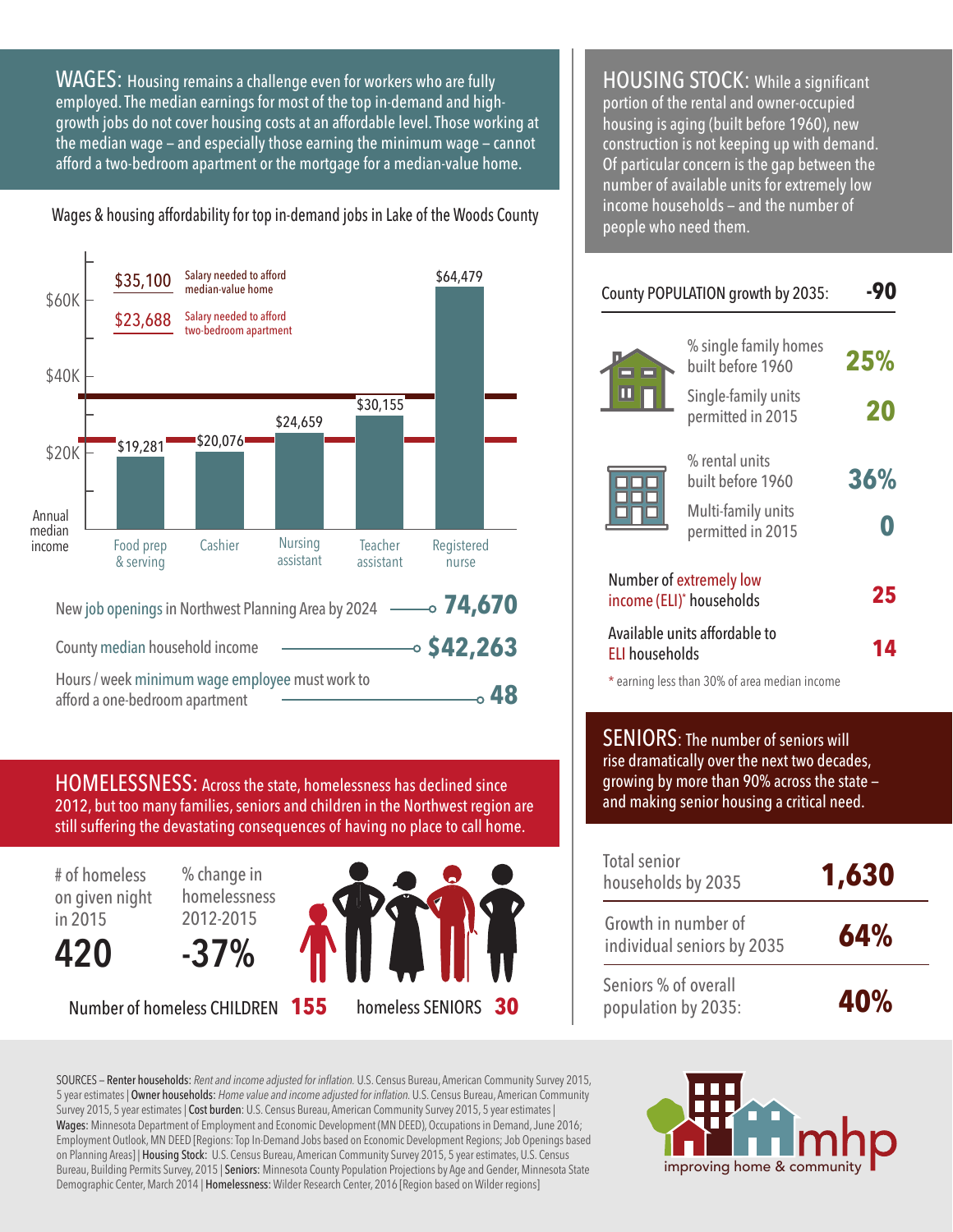## WAGES: Housing remains a challenge even for workers who are fully employed. The median earnings for most of the top in-demand and high-growth jobs do not cover housing costs at an affordable level. Those working at the median wage – and especially those earning the minimum wage – cannot afford a two-bedroom apartment or the mortgage for a median-value home.

Wages & housing affordability for top in-demand jobs in Lake of the Woods County

$35,100 Salary needed to afford median-value home

$23,688 Salary needed to afford two-bedroom apartment

$60K
$40K
$20K
Annual median income

$19,281
Food prep & serving

$20,076
Cashier

$24,659
Nursing assistant

$30,155
Teacher assistant

$64,479
Registered nurse

New job openings in Northwest Planning Area by 2024 **74,670**

County median household income **$42,263**

Hours / week minimum wage employee must work to afford a one-bedroom apartment **48**

## HOMELESSNESS: Across the state, homelessness has declined since 2012, but too many families, seniors and children in the Northwest region are still suffering the devastating consequences of having no place to call home.

# of homeless on given night in 2015
**420**

% change in homelessness 2012-2015
**-37%**

Number of homeless CHILDREN **155**

homeless SENIORS **30**

## HOUSING STOCK: While a significant portion of the rental and owner-occupied housing is aging (built before 1960), new construction is not keeping up with demand. Of particular concern is the gap between the number of available units for extremely low income households – and the number of people who need them.

| | |
|---|---|
| County POPULATION growth by 2035: | **-90** |
| % single family homes built before 1960 | **25%** |
| Single-family units permitted in 2015 | **20** |
| % rental units built before 1960 | **36%** |
| Multi-family units permitted in 2015 | **0** |
| Number of extremely low income (ELI)* households | **25** |
| Available units affordable to ELI households | **14** |

\* earning less than 30% of area median income

## SENIORS: The number of seniors will rise dramatically over the next two decades, growing by more than 90% across the state – and making senior housing a critical need.

| | |
|---|---|
| Total senior households by 2035 | **1,630** |
| Growth in number of individual seniors by 2035 | **64%** |
| Seniors % of overall population by 2035: | **40%** |

SOURCES – **Renter households**: *Rent and income adjusted for inflation.* U.S. Census Bureau, American Community Survey 2015, 5 year estimates | **Owner households**: *Home value and income adjusted for inflation.* U.S. Census Bureau, American Community Survey 2015, 5 year estimates | **Cost burden**: U.S. Census Bureau, American Community Survey 2015, 5 year estimates | **Wages**: Minnesota Department of Employment and Economic Development (MN DEED), Occupations in Demand, June 2016; Employment Outlook, MN DEED [Regions: Top In-Demand Jobs based on Economic Development Regions; Job Openings based on Planning Areas] | **Housing Stock**: U.S. Census Bureau, American Community Survey 2015, 5 year estimates, U.S. Census Bureau, Building Permits Survey, 2015 | **Seniors**: Minnesota County Population Projections by Age and Gender, Minnesota State Demographic Center, March 2014 | **Homelessness**: Wilder Research Center, 2016 [Region based on Wilder regions]

mhp improving home & community